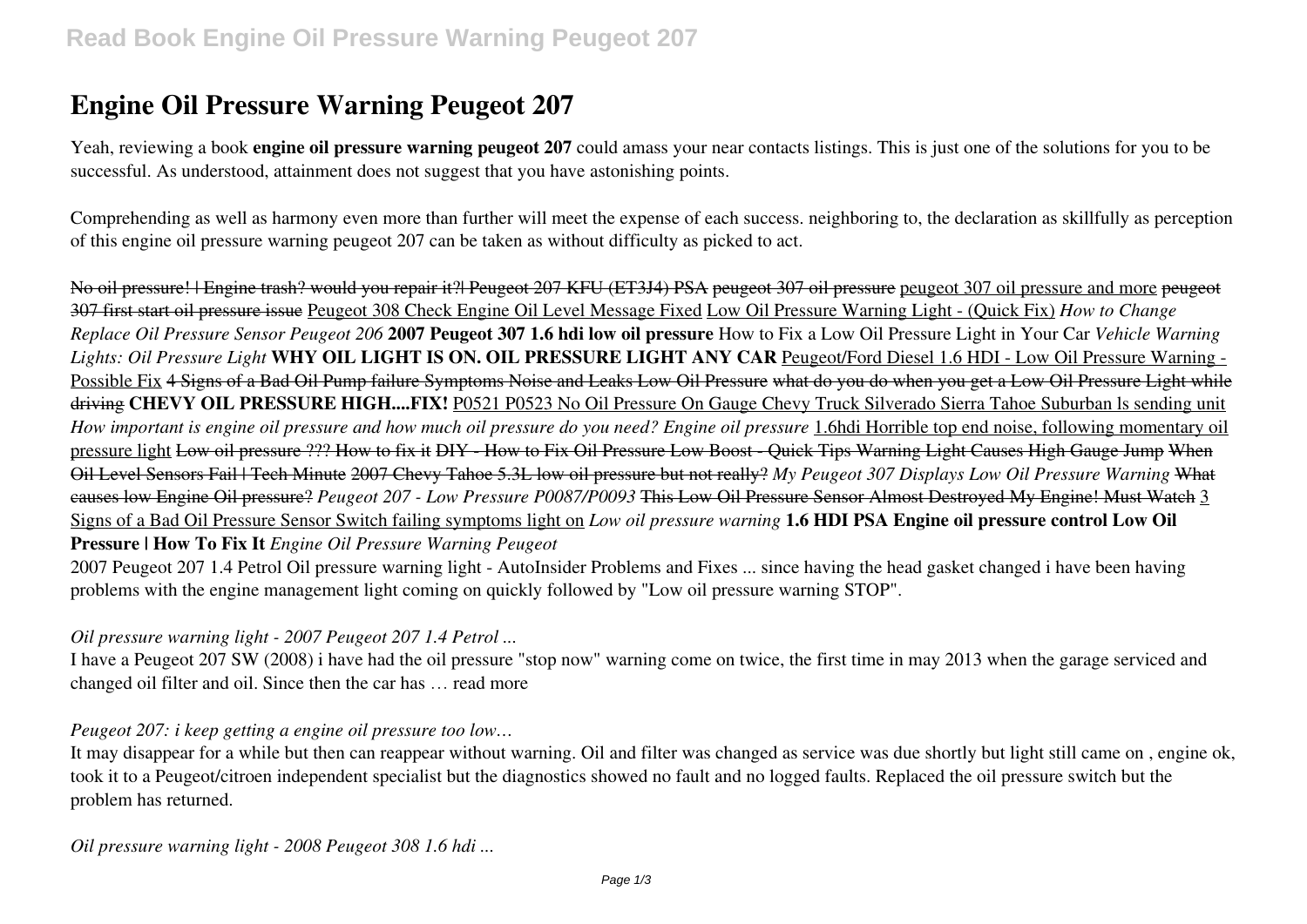# Engine Oil Pressure Warning Peugeot 207

Yeah, reviewing a book **engine oil pressure warning peugeot 207** could amass your near contacts listings. This is just one of the solutions for you to be successful. As understood, attainment does not suggest that you have astonishing points.

Comprehending as well as harmony even more than further will meet the expense of each success. neighboring to, the declaration as skillfully as perception of this engine oil pressure warning peugeot 207 can be taken as without difficulty as picked to act.

~~No oil pressure! | Engine trash? would you repair it?| Peugeot 207 KFU (ET3J4) PSA~~ ~~peugeot 307 oil pressure~~ peugeot 307 oil pressure and more ~~peugeot 307 first start oil pressure issue~~ Peugeot 308 Check Engine Oil Level Message Fixed Low Oil Pressure Warning Light - (Quick Fix) *How to Change Replace Oil Pressure Sensor Peugeot 206* **2007 Peugeot 307 1.6 hdi low oil pressure** How to Fix a Low Oil Pressure Light in Your Car *Vehicle Warning Lights: Oil Pressure Light* **WHY OIL LIGHT IS ON. OIL PRESSURE LIGHT ANY CAR** Peugeot/Ford Diesel 1.6 HDI - Low Oil Pressure Warning - Possible Fix ~~4 Signs of a Bad Oil Pump failure Symptoms Noise and Leaks Low Oil Pressure~~ ~~what do you do when you get a Low Oil Pressure Light while driving~~ **CHEVY OIL PRESSURE HIGH....FIX!** P0521 P0523 No Oil Pressure On Gauge Chevy Truck Silverado Sierra Tahoe Suburban ls sending unit *How important is engine oil pressure and how much oil pressure do you need? Engine oil pressure* 1.6hdi Horrible top end noise, following momentary oil pressure light ~~Low oil pressure ??? How to fix it~~ ~~DIY - How to Fix Oil Pressure Low Boost - Quick Tips Warning Light Causes High Gauge Jump~~ ~~When Oil Level Sensors Fail | Tech Minute~~ ~~2007 Chevy Tahoe 5.3L low oil pressure but not really?~~ *My Peugeot 307 Displays Low Oil Pressure Warning* ~~What causes low Engine Oil pressure?~~ *Peugeot 207 - Low Pressure P0087/P0093* ~~This Low Oil Pressure Sensor Almost Destroyed My Engine! Must Watch~~ 3 Signs of a Bad Oil Pressure Sensor Switch failing symptoms light on *Low oil pressure warning* **1.6 HDI PSA Engine oil pressure control Low Oil Pressure | How To Fix It** *Engine Oil Pressure Warning Peugeot*

2007 Peugeot 207 1.4 Petrol Oil pressure warning light - AutoInsider Problems and Fixes ... since having the head gasket changed i have been having problems with the engine management light coming on quickly followed by "Low oil pressure warning STOP".

*Oil pressure warning light - 2007 Peugeot 207 1.4 Petrol ...*

I have a Peugeot 207 SW (2008) i have had the oil pressure "stop now" warning come on twice, the first time in may 2013 when the garage serviced and changed oil filter and oil. Since then the car has … read more

*Peugeot 207: i keep getting a engine oil pressure too low…*

It may disappear for a while but then can reappear without warning. Oil and filter was changed as service was due shortly but light still came on , engine ok, took it to a Peugeot/citroen independent specialist but the diagnostics showed no fault and no logged faults. Replaced the oil pressure switch but the problem has returned.

*Oil pressure warning light - 2008 Peugeot 308 1.6 hdi ...*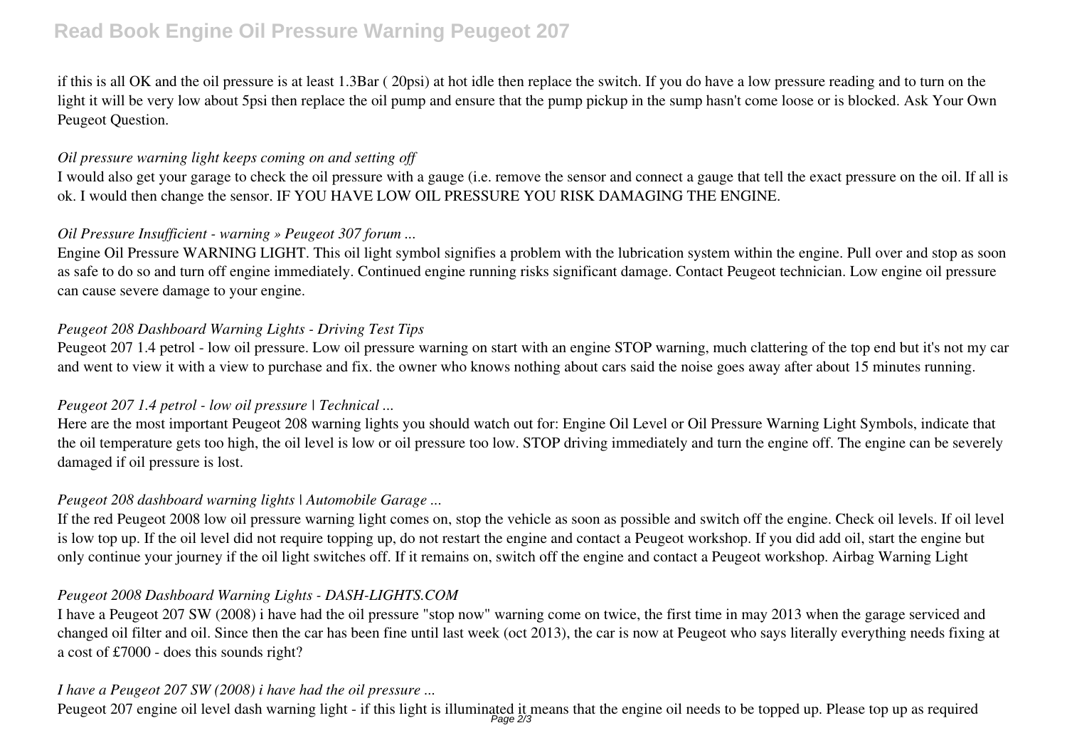if this is all OK and the oil pressure is at least 1.3Bar ( 20psi) at hot idle then replace the switch. If you do have a low pressure reading and to turn on the light it will be very low about 5psi then replace the oil pump and ensure that the pump pickup in the sump hasn't come loose or is blocked. Ask Your Own Peugeot Question.

*Oil pressure warning light keeps coming on and setting off*

I would also get your garage to check the oil pressure with a gauge (i.e. remove the sensor and connect a gauge that tell the exact pressure on the oil. If all is ok. I would then change the sensor. IF YOU HAVE LOW OIL PRESSURE YOU RISK DAMAGING THE ENGINE.

*Oil Pressure Insufficient - warning » Peugeot 307 forum ...*

Engine Oil Pressure WARNING LIGHT. This oil light symbol signifies a problem with the lubrication system within the engine. Pull over and stop as soon as safe to do so and turn off engine immediately. Continued engine running risks significant damage. Contact Peugeot technician. Low engine oil pressure can cause severe damage to your engine.

*Peugeot 208 Dashboard Warning Lights - Driving Test Tips*

Peugeot 207 1.4 petrol - low oil pressure. Low oil pressure warning on start with an engine STOP warning, much clattering of the top end but it's not my car and went to view it with a view to purchase and fix. the owner who knows nothing about cars said the noise goes away after about 15 minutes running.

*Peugeot 207 1.4 petrol - low oil pressure | Technical ...*

Here are the most important Peugeot 208 warning lights you should watch out for: Engine Oil Level or Oil Pressure Warning Light Symbols, indicate that the oil temperature gets too high, the oil level is low or oil pressure too low. STOP driving immediately and turn the engine off. The engine can be severely damaged if oil pressure is lost.

*Peugeot 208 dashboard warning lights | Automobile Garage ...*

If the red Peugeot 2008 low oil pressure warning light comes on, stop the vehicle as soon as possible and switch off the engine. Check oil levels. If oil level is low top up. If the oil level did not require topping up, do not restart the engine and contact a Peugeot workshop. If you did add oil, start the engine but only continue your journey if the oil light switches off. If it remains on, switch off the engine and contact a Peugeot workshop. Airbag Warning Light

*Peugeot 2008 Dashboard Warning Lights - DASH-LIGHTS.COM*

I have a Peugeot 207 SW (2008) i have had the oil pressure "stop now" warning come on twice, the first time in may 2013 when the garage serviced and changed oil filter and oil. Since then the car has been fine until last week (oct 2013), the car is now at Peugeot who says literally everything needs fixing at a cost of £7000 - does this sounds right?

*I have a Peugeot 207 SW (2008) i have had the oil pressure ...*

Peugeot 207 engine oil level dash warning light - if this light is illuminated it means that the engine oil needs to be topped up. Please top up as required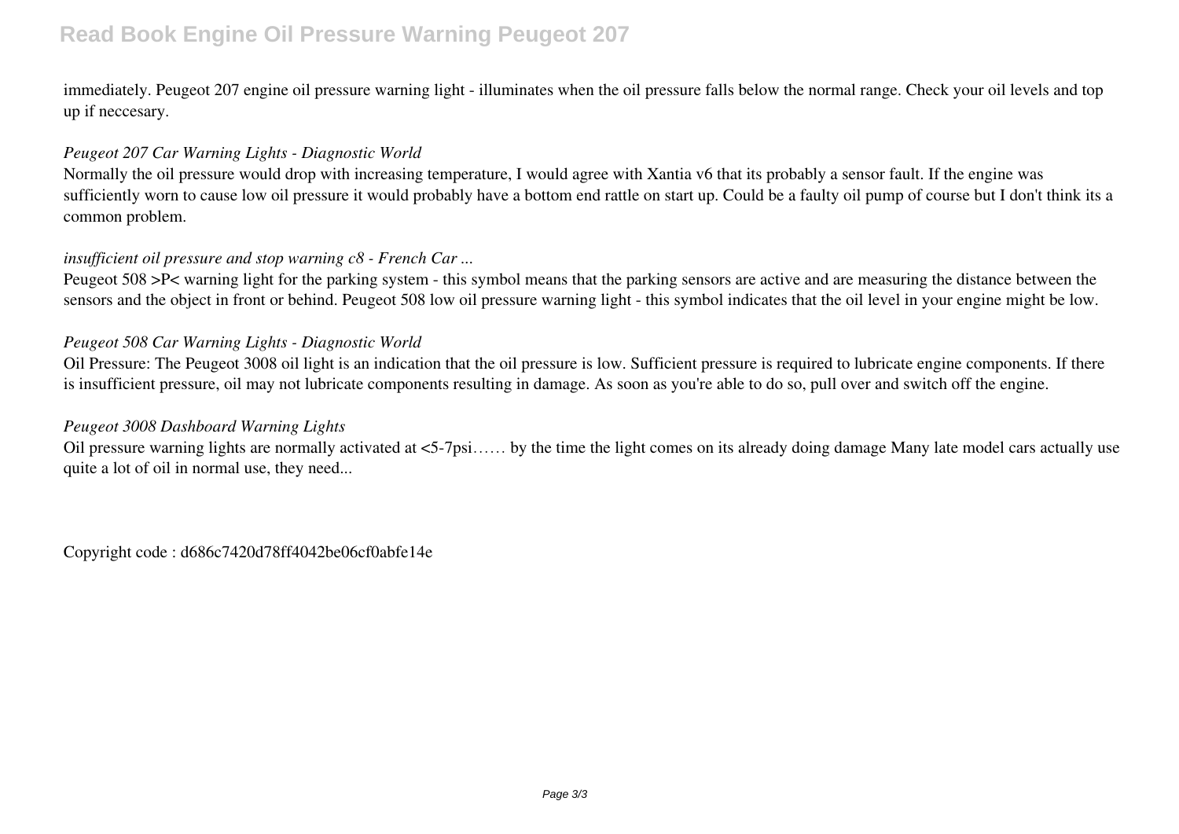immediately. Peugeot 207 engine oil pressure warning light - illuminates when the oil pressure falls below the normal range. Check your oil levels and top up if neccesary.

*Peugeot 207 Car Warning Lights - Diagnostic World*

Normally the oil pressure would drop with increasing temperature, I would agree with Xantia v6 that its probably a sensor fault. If the engine was sufficiently worn to cause low oil pressure it would probably have a bottom end rattle on start up. Could be a faulty oil pump of course but I don't think its a common problem.

*insufficient oil pressure and stop warning c8 - French Car ...*

Peugeot 508 >P< warning light for the parking system - this symbol means that the parking sensors are active and are measuring the distance between the sensors and the object in front or behind. Peugeot 508 low oil pressure warning light - this symbol indicates that the oil level in your engine might be low.

*Peugeot 508 Car Warning Lights - Diagnostic World*

Oil Pressure: The Peugeot 3008 oil light is an indication that the oil pressure is low. Sufficient pressure is required to lubricate engine components. If there is insufficient pressure, oil may not lubricate components resulting in damage. As soon as you're able to do so, pull over and switch off the engine.

*Peugeot 3008 Dashboard Warning Lights*

Oil pressure warning lights are normally activated at <5-7psi…… by the time the light comes on its already doing damage Many late model cars actually use quite a lot of oil in normal use, they need...

Copyright code : d686c7420d78ff4042be06cf0abfe14e